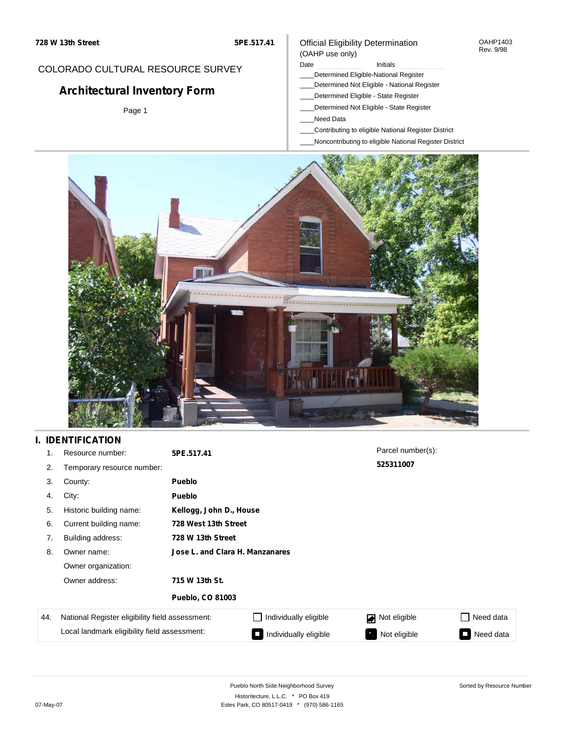728 W 13th Street　　5PE.517.41

COLORADO CULTURAL RESOURCE SURVEY

# Architectural Inventory Form

Official Eligibility Determination
(OAHP use only)

OAHP1403
Rev. 9/98

Date ______ Initials ______

____Determined Eligible-National Register
____Determined Not Eligible - National Register
____Determined Eligible - State Register
____Determined Not Eligible - State Register
____Need Data
____Contributing to eligible National Register District
____Noncontributing to eligible National Register District

## I. IDENTIFICATION

| | | | |
|---|---|---|---|
| 1. | Resource number: | **5PE.517.41** | Parcel number(s): **525311007** |
| 2. | Temporary resource number: | | |
| 3. | County: | **Pueblo** | |
| 4. | City: | **Pueblo** | |
| 5. | Historic building name: | **Kellogg, John D., House** | |
| 6. | Current building name: | **728 West 13th Street** | |
| 7. | Building address: | **728 W 13th Street** | |
| 8. | Owner name: | **Jose L. and Clara H. Manzanares** | |
| | Owner organization: | | |
| | Owner address: | **715 W 13th St.** **Pueblo, CO 81003** | |

| 44. | | | | |
|---|---|---|---|---|
| | National Register eligibility field assessment: | ☐ Individually eligible | ☑ Not eligible | ☐ Need data |
| | Local landmark eligibility field assessment: | ■ Individually eligible | ■ Not eligible | ■ Need data |

Pueblo North Side Neighborhood Survey
Historitecture, L.L.C. * PO Box 419
Estes Park, CO 80517-0419 * (970) 586-1165

Sorted by Resource Number

07-May-07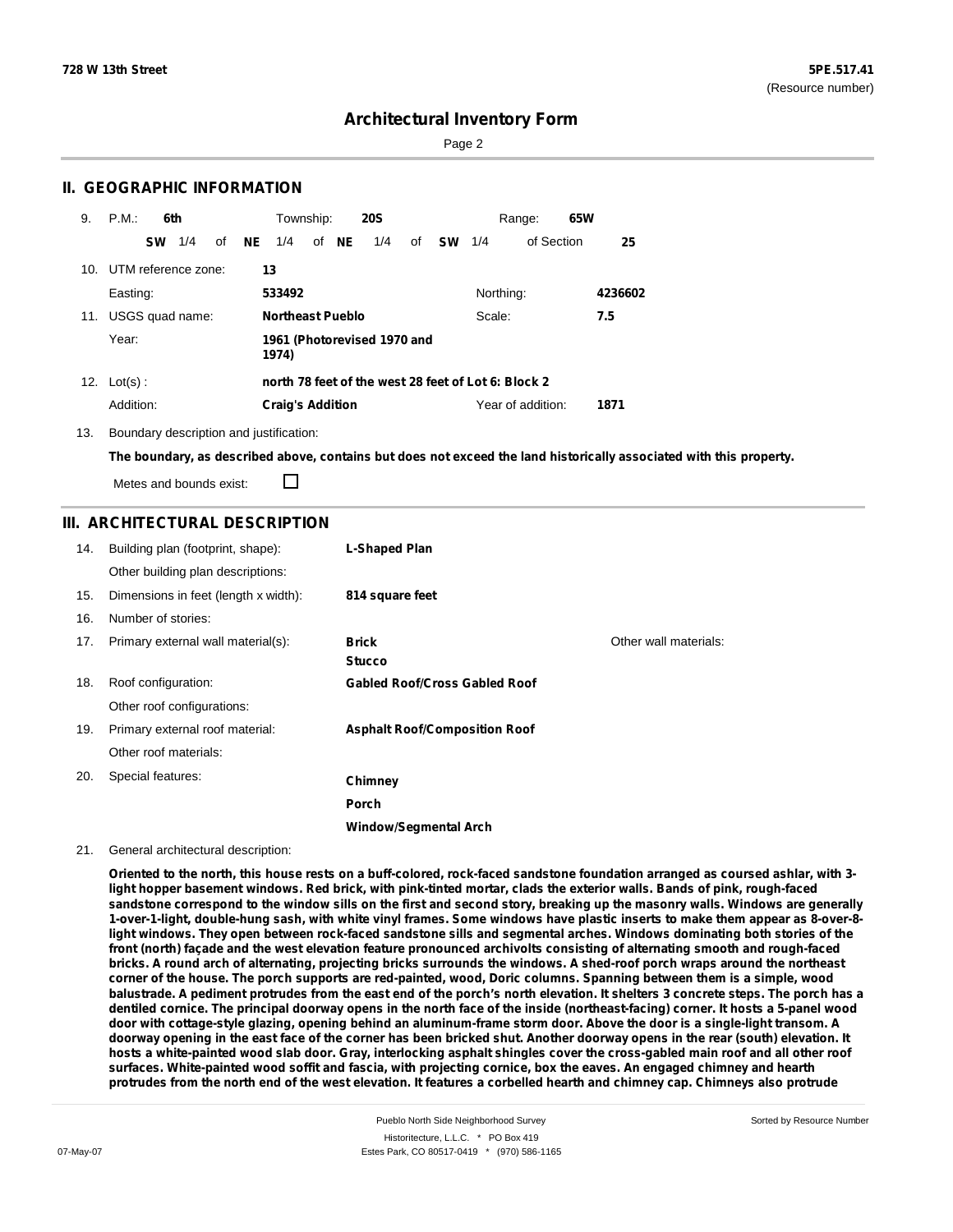# Architectural Inventory Form

## II. GEOGRAPHIC INFORMATION

9. P.M.: **6th** Township: **20S** Range: **65W**

**SW** 1/4 of **NE** 1/4 of **NE** 1/4 of **SW** 1/4 of Section **25**

10. UTM reference zone: **13**

Easting: **533492** Northing: **4236602**

11. USGS quad name: **Northeast Pueblo** Scale: **7.5**

Year: **1961 (Photorevised 1970 and 1974)**

12. Lot(s) : **north 78 feet of the west 28 feet of Lot 6: Block 2**

Addition: **Craig's Addition** Year of addition: **1871**

13. Boundary description and justification:

**The boundary, as described above, contains but does not exceed the land historically associated with this property.**

Metes and bounds exist: ☐

## III. ARCHITECTURAL DESCRIPTION

14. Building plan (footprint, shape): **L-Shaped Plan**

Other building plan descriptions:

15. Dimensions in feet (length x width): **814 square feet**

16. Number of stories:

17. Primary external wall material(s): **Brick**, **Stucco** Other wall materials:

18. Roof configuration: **Gabled Roof/Cross Gabled Roof**

Other roof configurations:

19. Primary external roof material: **Asphalt Roof/Composition Roof**

Other roof materials:

20. Special features: **Chimney**, **Porch**, **Window/Segmental Arch**

21. General architectural description:

**Oriented to the north, this house rests on a buff-colored, rock-faced sandstone foundation arranged as coursed ashlar, with 3-light hopper basement windows. Red brick, with pink-tinted mortar, clads the exterior walls. Bands of pink, rough-faced sandstone correspond to the window sills on the first and second story, breaking up the masonry walls. Windows are generally 1-over-1-light, double-hung sash, with white vinyl frames. Some windows have plastic inserts to make them appear as 8-over-8-light windows. They open between rock-faced sandstone sills and segmental arches. Windows dominating both stories of the front (north) façade and the west elevation feature pronounced archivolts consisting of alternating smooth and rough-faced bricks. A round arch of alternating, projecting bricks surrounds the windows. A shed-roof porch wraps around the northeast corner of the house. The porch supports are red-painted, wood, Doric columns. Spanning between them is a simple, wood balustrade. A pediment protrudes from the east end of the porch's north elevation. It shelters 3 concrete steps. The porch has a dentiled cornice. The principal doorway opens in the north face of the inside (northeast-facing) corner. It hosts a 5-panel wood door with cottage-style glazing, opening behind an aluminum-frame storm door. Above the door is a single-light transom. A doorway opening in the east face of the corner has been bricked shut. Another doorway opens in the rear (south) elevation. It hosts a white-painted wood slab door. Gray, interlocking asphalt shingles cover the cross-gabled main roof and all other roof surfaces. White-painted wood soffit and fascia, with projecting cornice, box the eaves. An engaged chimney and hearth protrudes from the north end of the west elevation. It features a corbelled hearth and chimney cap. Chimneys also protrude**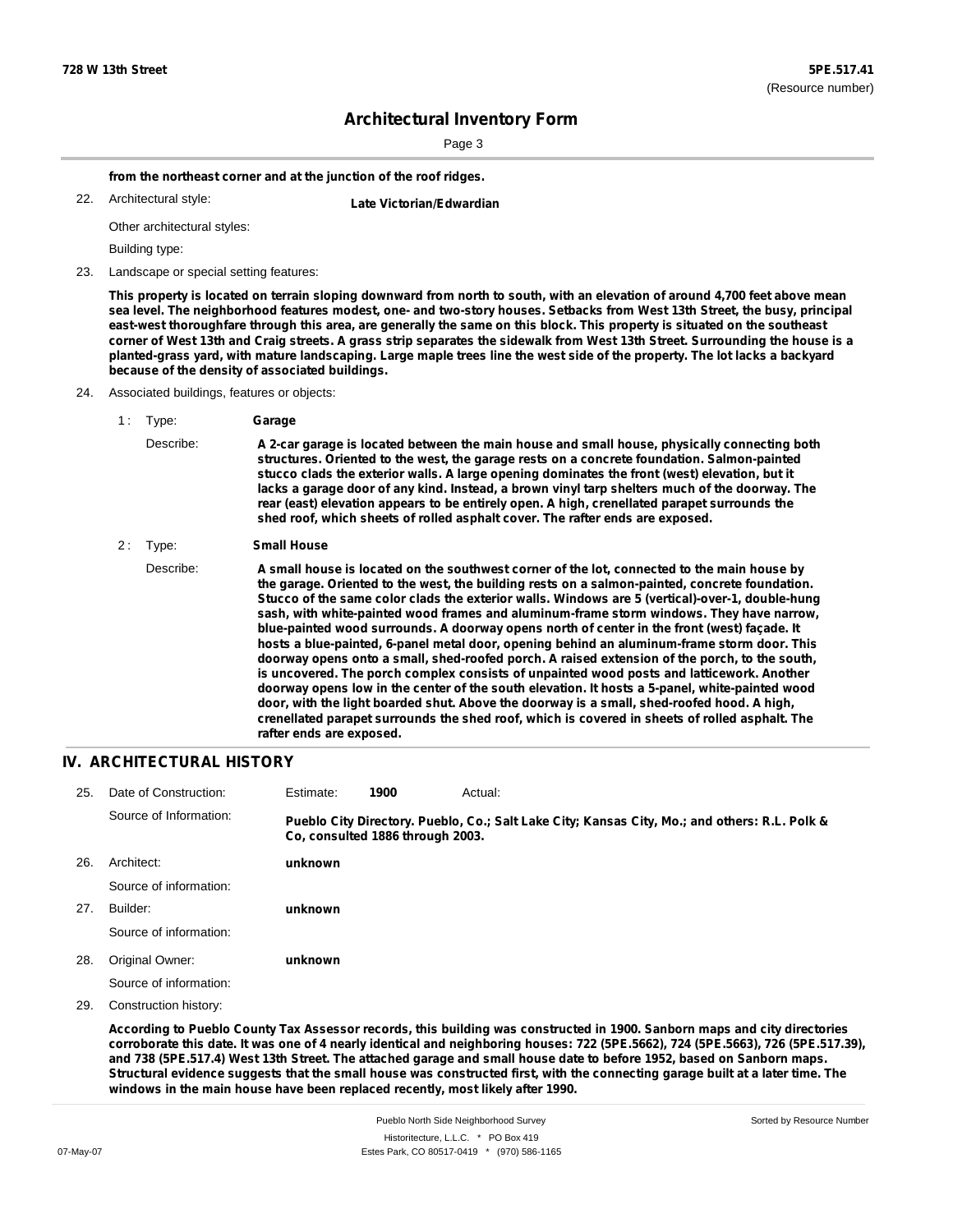**from the northeast corner and at the junction of the roof ridges.**

22. Architectural style: **Late Victorian/Edwardian**

Other architectural styles:

Building type:

23. Landscape or special setting features:

**This property is located on terrain sloping downward from north to south, with an elevation of around 4,700 feet above mean sea level. The neighborhood features modest, one- and two-story houses. Setbacks from West 13th Street, the busy, principal east-west thoroughfare through this area, are generally the same on this block. This property is situated on the southeast corner of West 13th and Craig streets. A grass strip separates the sidewalk from West 13th Street. Surrounding the house is a planted-grass yard, with mature landscaping. Large maple trees line the west side of the property. The lot lacks a backyard because of the density of associated buildings.**

24. Associated buildings, features or objects:

1 : Type: **Garage**

Describe: **A 2-car garage is located between the main house and small house, physically connecting both structures. Oriented to the west, the garage rests on a concrete foundation. Salmon-painted stucco clads the exterior walls. A large opening dominates the front (west) elevation, but it lacks a garage door of any kind. Instead, a brown vinyl tarp shelters much of the doorway. The rear (east) elevation appears to be entirely open. A high, crenellated parapet surrounds the shed roof, which sheets of rolled asphalt cover. The rafter ends are exposed.**

2 : Type: **Small House**

Describe: **A small house is located on the southwest corner of the lot, connected to the main house by the garage. Oriented to the west, the building rests on a salmon-painted, concrete foundation. Stucco of the same color clads the exterior walls. Windows are 5 (vertical)-over-1, double-hung sash, with white-painted wood frames and aluminum-frame storm windows. They have narrow, blue-painted wood surrounds. A doorway opens north of center in the front (west) façade. It hosts a blue-painted, 6-panel metal door, opening behind an aluminum-frame storm door. This doorway opens onto a small, shed-roofed porch. A raised extension of the porch, to the south, is uncovered. The porch complex consists of unpainted wood posts and latticework. Another doorway opens low in the center of the south elevation. It hosts a 5-panel, white-painted wood door, with the light boarded shut. Above the doorway is a small, shed-roofed hood. A high, crenellated parapet surrounds the shed roof, which is covered in sheets of rolled asphalt. The rafter ends are exposed.**

## IV. ARCHITECTURAL HISTORY

25. Date of Construction: Estimate: **1900** Actual:

Source of Information: **Pueblo City Directory. Pueblo, Co.; Salt Lake City; Kansas City, Mo.; and others: R.L. Polk & Co, consulted 1886 through 2003.**

26. Architect: **unknown**

Source of information:

27. Builder: **unknown**

Source of information:

28. Original Owner: **unknown**

Source of information:

29. Construction history:

**According to Pueblo County Tax Assessor records, this building was constructed in 1900. Sanborn maps and city directories corroborate this date. It was one of 4 nearly identical and neighboring houses: 722 (5PE.5662), 724 (5PE.5663), 726 (5PE.517.39), and 738 (5PE.517.4) West 13th Street. The attached garage and small house date to before 1952, based on Sanborn maps. Structural evidence suggests that the small house was constructed first, with the connecting garage built at a later time. The windows in the main house have been replaced recently, most likely after 1990.**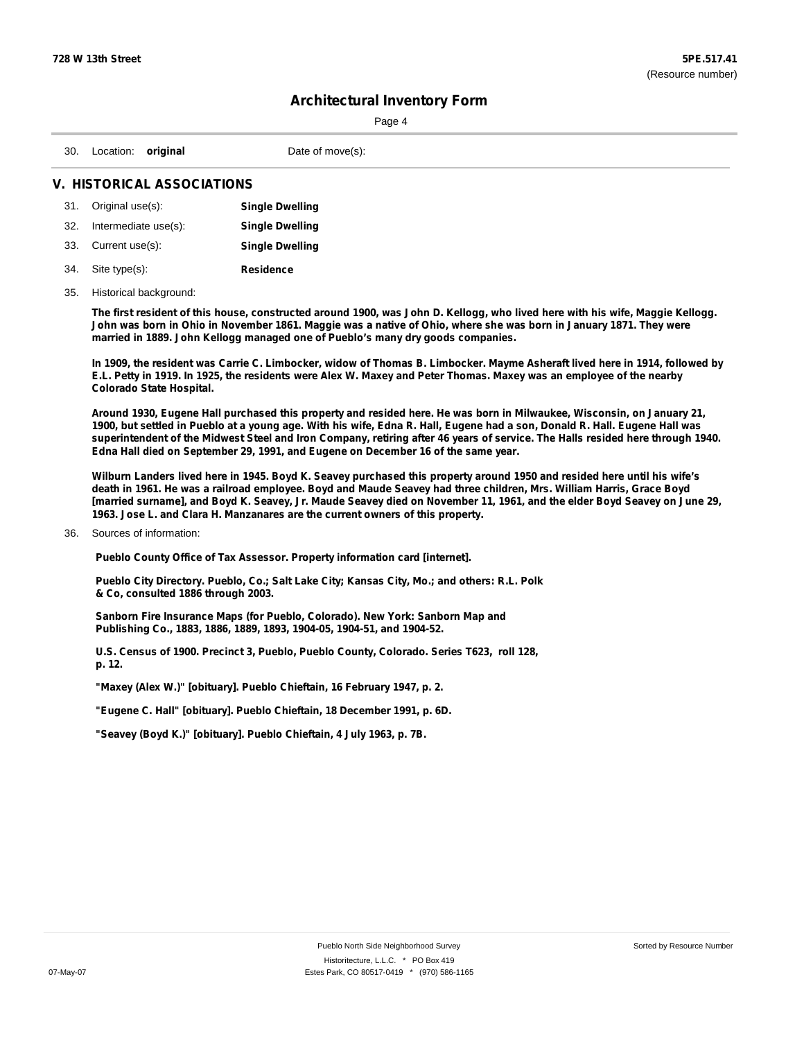**728 W 13th Street** | **5PE.517.41** (Resource number)

# Architectural Inventory Form

30. Location: **original** Date of move(s):

## V. HISTORICAL ASSOCIATIONS

31. Original use(s): **Single Dwelling**
32. Intermediate use(s): **Single Dwelling**
33. Current use(s): **Single Dwelling**
34. Site type(s): **Residence**
35. Historical background:

**The first resident of this house, constructed around 1900, was John D. Kellogg, who lived here with his wife, Maggie Kellogg. John was born in Ohio in November 1861. Maggie was a native of Ohio, where she was born in January 1871. They were married in 1889. John Kellogg managed one of Pueblo's many dry goods companies.**

**In 1909, the resident was Carrie C. Limbocker, widow of Thomas B. Limbocker. Mayme Asheraft lived here in 1914, followed by E.L. Petty in 1919. In 1925, the residents were Alex W. Maxey and Peter Thomas. Maxey was an employee of the nearby Colorado State Hospital.**

**Around 1930, Eugene Hall purchased this property and resided here. He was born in Milwaukee, Wisconsin, on January 21, 1900, but settled in Pueblo at a young age. With his wife, Edna R. Hall, Eugene had a son, Donald R. Hall. Eugene Hall was superintendent of the Midwest Steel and Iron Company, retiring after 46 years of service. The Halls resided here through 1940. Edna Hall died on September 29, 1991, and Eugene on December 16 of the same year.**

**Wilburn Landers lived here in 1945. Boyd K. Seavey purchased this property around 1950 and resided here until his wife's death in 1961. He was a railroad employee. Boyd and Maude Seavey had three children, Mrs. William Harris, Grace Boyd [married surname], and Boyd K. Seavey, Jr. Maude Seavey died on November 11, 1961, and the elder Boyd Seavey on June 29, 1963. Jose L. and Clara H. Manzanares are the current owners of this property.**

36. Sources of information:

**Pueblo County Office of Tax Assessor. Property information card [internet].**

**Pueblo City Directory. Pueblo, Co.; Salt Lake City; Kansas City, Mo.; and others: R.L. Polk & Co, consulted 1886 through 2003.**

**Sanborn Fire Insurance Maps (for Pueblo, Colorado). New York: Sanborn Map and Publishing Co., 1883, 1886, 1889, 1893, 1904-05, 1904-51, and 1904-52.**

**U.S. Census of 1900. Precinct 3, Pueblo, Pueblo County, Colorado. Series T623, roll 128, p. 12.**

**"Maxey (Alex W.)" [obituary]. Pueblo Chieftain, 16 February 1947, p. 2.**

**"Eugene C. Hall" [obituary]. Pueblo Chieftain, 18 December 1991, p. 6D.**

**"Seavey (Boyd K.)" [obituary]. Pueblo Chieftain, 4 July 1963, p. 7B.**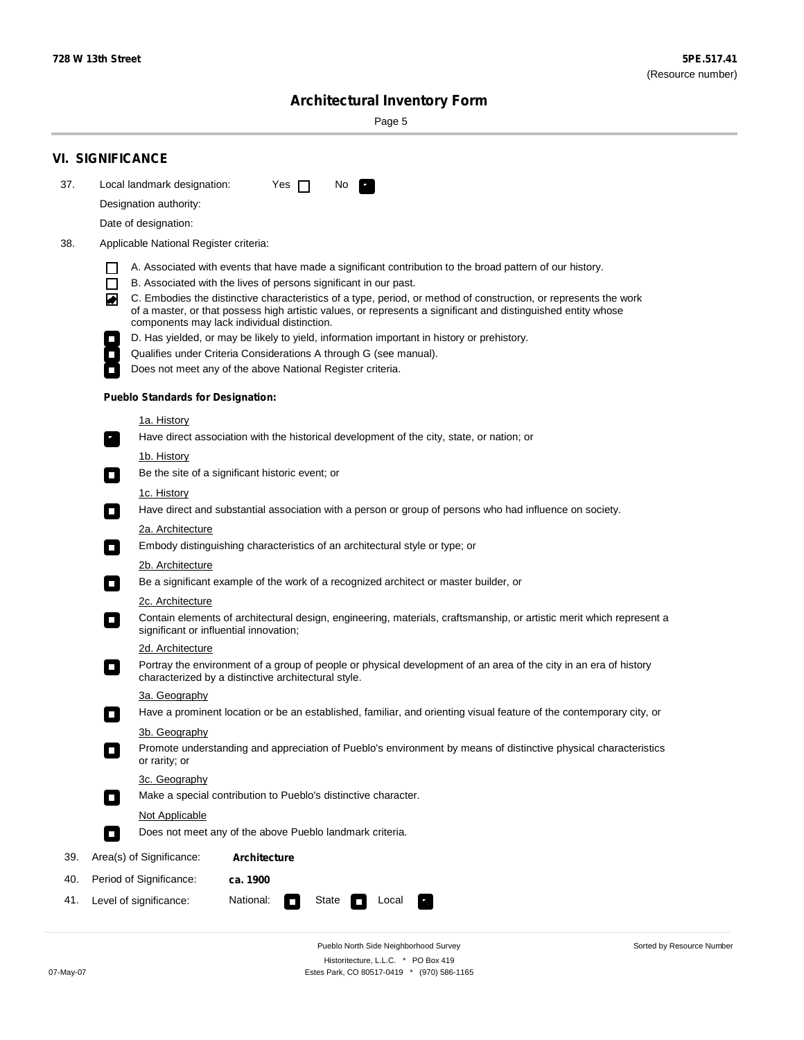**728 W 13th Street** **5PE.517.41**
(Resource number)

# Architectural Inventory Form

## VI. SIGNIFICANCE

37. Local landmark designation: Yes ☐ No ☑

    Designation authority:

    Date of designation:

38. Applicable National Register criteria:

    ☐ A. Associated with events that have made a significant contribution to the broad pattern of our history.

    ☐ B. Associated with the lives of persons significant in our past.

    ☑ C. Embodies the distinctive characteristics of a type, period, or method of construction, or represents the work of a master, or that possess high artistic values, or represents a significant and distinguished entity whose components may lack individual distinction.

    ☐ D. Has yielded, or may be likely to yield, information important in history or prehistory.

    ☐ Qualifies under Criteria Considerations A through G (see manual).

    ☐ Does not meet any of the above National Register criteria.

    **Pueblo Standards for Designation:**

    1a. History

    ☑ Have direct association with the historical development of the city, state, or nation; or

    1b. History

    ☐ Be the site of a significant historic event; or

    1c. History

    ☐ Have direct and substantial association with a person or group of persons who had influence on society.

    2a. Architecture

    ☐ Embody distinguishing characteristics of an architectural style or type; or

    2b. Architecture

    ☐ Be a significant example of the work of a recognized architect or master builder, or

    2c. Architecture

    ☐ Contain elements of architectural design, engineering, materials, craftsmanship, or artistic merit which represent a significant or influential innovation;

    2d. Architecture

    ☐ Portray the environment of a group of people or physical development of an area of the city in an era of history characterized by a distinctive architectural style.

    3a. Geography

    ☐ Have a prominent location or be an established, familiar, and orienting visual feature of the contemporary city, or

    3b. Geography

    ☐ Promote understanding and appreciation of Pueblo's environment by means of distinctive physical characteristics or rarity; or

    3c. Geography

    ☐ Make a special contribution to Pueblo's distinctive character.

    Not Applicable

    ☐ Does not meet any of the above Pueblo landmark criteria.

39. Area(s) of Significance: **Architecture**

40. Period of Significance: **ca. 1900**

41. Level of significance: National: ☐ State ☐ Local ☑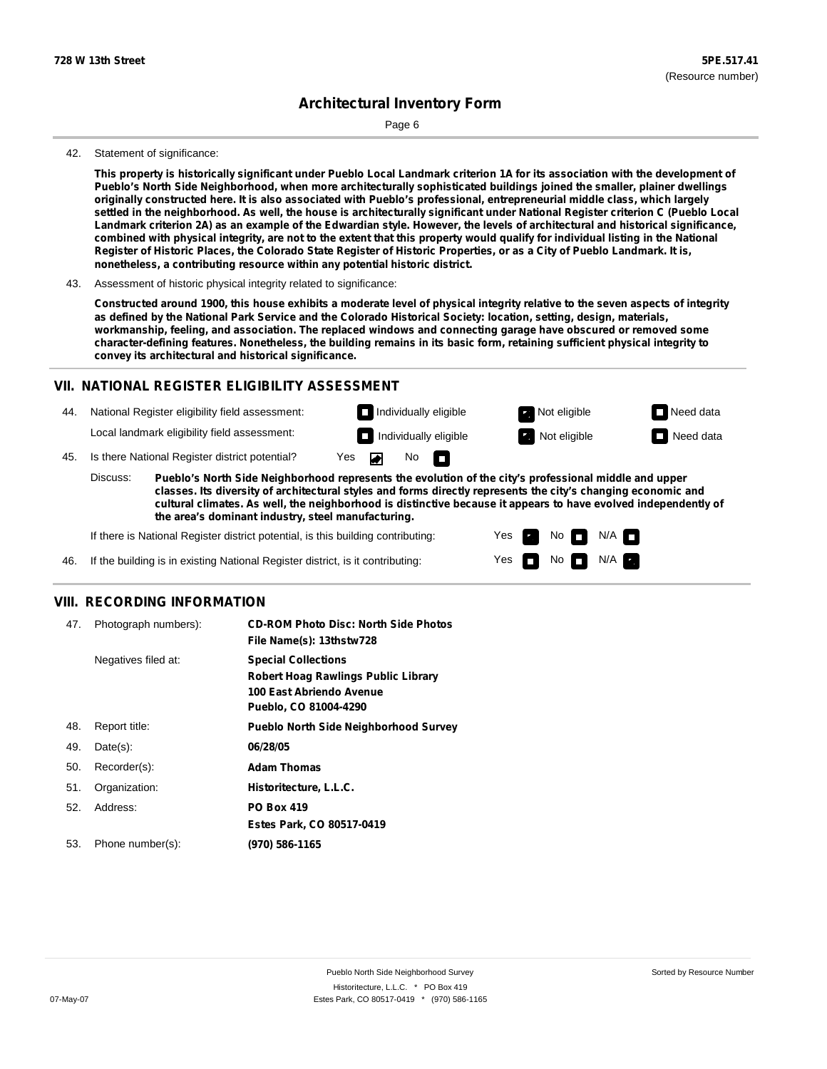**728 W 13th Street** | **5PE.517.41** (Resource number)

## Architectural Inventory Form

42. Statement of significance:

**This property is historically significant under Pueblo Local Landmark criterion 1A for its association with the development of Pueblo's North Side Neighborhood, when more architecturally sophisticated buildings joined the smaller, plainer dwellings originally constructed here. It is also associated with Pueblo's professional, entrepreneurial middle class, which largely settled in the neighborhood. As well, the house is architecturally significant under National Register criterion C (Pueblo Local Landmark criterion 2A) as an example of the Edwardian style. However, the levels of architectural and historical significance, combined with physical integrity, are not to the extent that this property would qualify for individual listing in the National Register of Historic Places, the Colorado State Register of Historic Properties, or as a City of Pueblo Landmark. It is, nonetheless, a contributing resource within any potential historic district.**

43. Assessment of historic physical integrity related to significance:

**Constructed around 1900, this house exhibits a moderate level of physical integrity relative to the seven aspects of integrity as defined by the National Park Service and the Colorado Historical Society: location, setting, design, materials, workmanship, feeling, and association. The replaced windows and connecting garage have obscured or removed some character-defining features. Nonetheless, the building remains in its basic form, retaining sufficient physical integrity to convey its architectural and historical significance.**

## VII. NATIONAL REGISTER ELIGIBILITY ASSESSMENT

44. National Register eligibility field assessment: ☐ Individually eligible ☑ Not eligible ☐ Need data

Local landmark eligibility field assessment: ☐ Individually eligible ☑ Not eligible ☐ Need data

45. Is there National Register district potential? Yes ☑ No ☐

Discuss: **Pueblo's North Side Neighborhood represents the evolution of the city's professional middle and upper classes. Its diversity of architectural styles and forms directly represents the city's changing economic and cultural climates. As well, the neighborhood is distinctive because it appears to have evolved independently of the area's dominant industry, steel manufacturing.**

If there is National Register district potential, is this building contributing: Yes ☑ No ☐ N/A ☐

46. If the building is in existing National Register district, is it contributing: Yes ☐ No ☐ N/A ☑

## VIII. RECORDING INFORMATION

| | | |
|---|---|---|
| 47. | Photograph numbers): | **CD-ROM Photo Disc: North Side Photos**<br>**File Name(s): 13thstw728** |
| | Negatives filed at: | **Special Collections**<br>**Robert Hoag Rawlings Public Library**<br>**100 East Abriendo Avenue**<br>**Pueblo, CO 81004-4290** |
| 48. | Report title: | **Pueblo North Side Neighborhood Survey** |
| 49. | Date(s): | **06/28/05** |
| 50. | Recorder(s): | **Adam Thomas** |
| 51. | Organization: | **Historitecture, L.L.C.** |
| 52. | Address: | **PO Box 419**<br>**Estes Park, CO 80517-0419** |
| 53. | Phone number(s): | **(970) 586-1165** |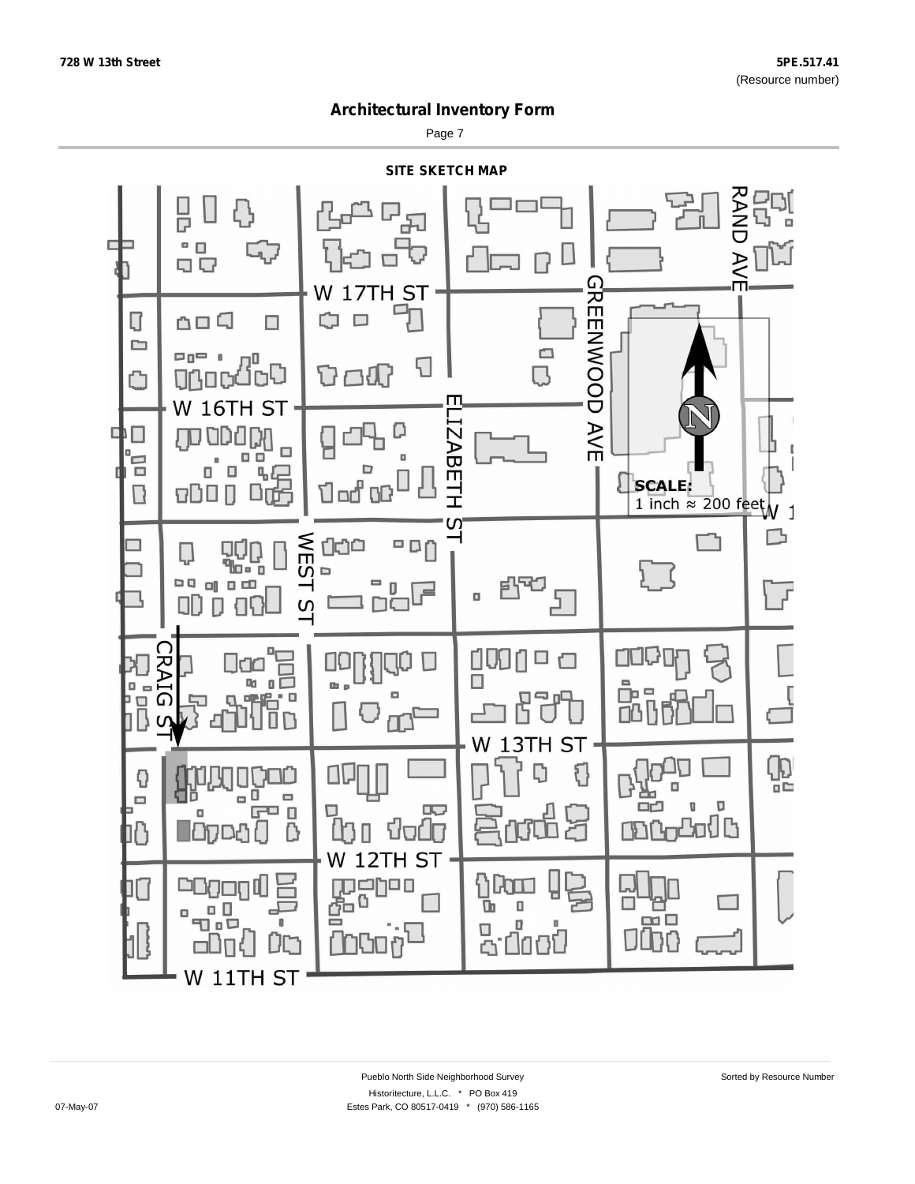728 W 13th Street

5PE.517.41
(Resource number)

# Architectural Inventory Form

## SITE SKETCH MAP

W 17TH ST

W 16TH ST

W 13TH ST

W 12TH ST

W 11TH ST

RAND AVE

GREENWOOD AVE

ELIZABETH ST

WEST ST

CRAIG ST

N

**SCALE:**
1 inch ≈ 200 feet

Pueblo North Side Neighborhood Survey

Sorted by Resource Number

Historitecture, L.L.C. * PO Box 419

07-May-07

Estes Park, CO 80517-0419 * (970) 586-1165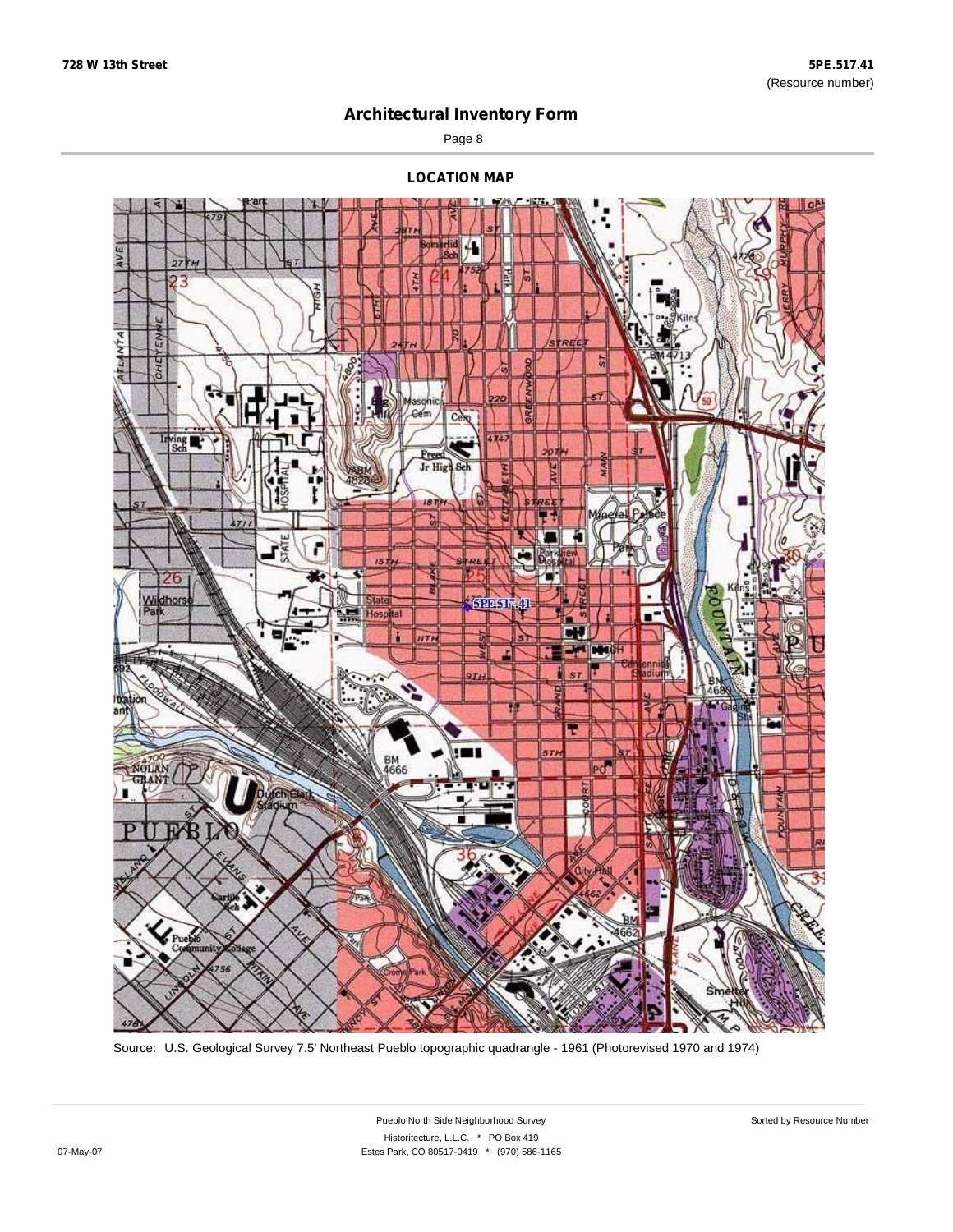# Architectural Inventory Form

## LOCATION MAP

Source: U.S. Geological Survey 7.5' Northeast Pueblo topographic quadrangle - 1961 (Photorevised 1970 and 1974)